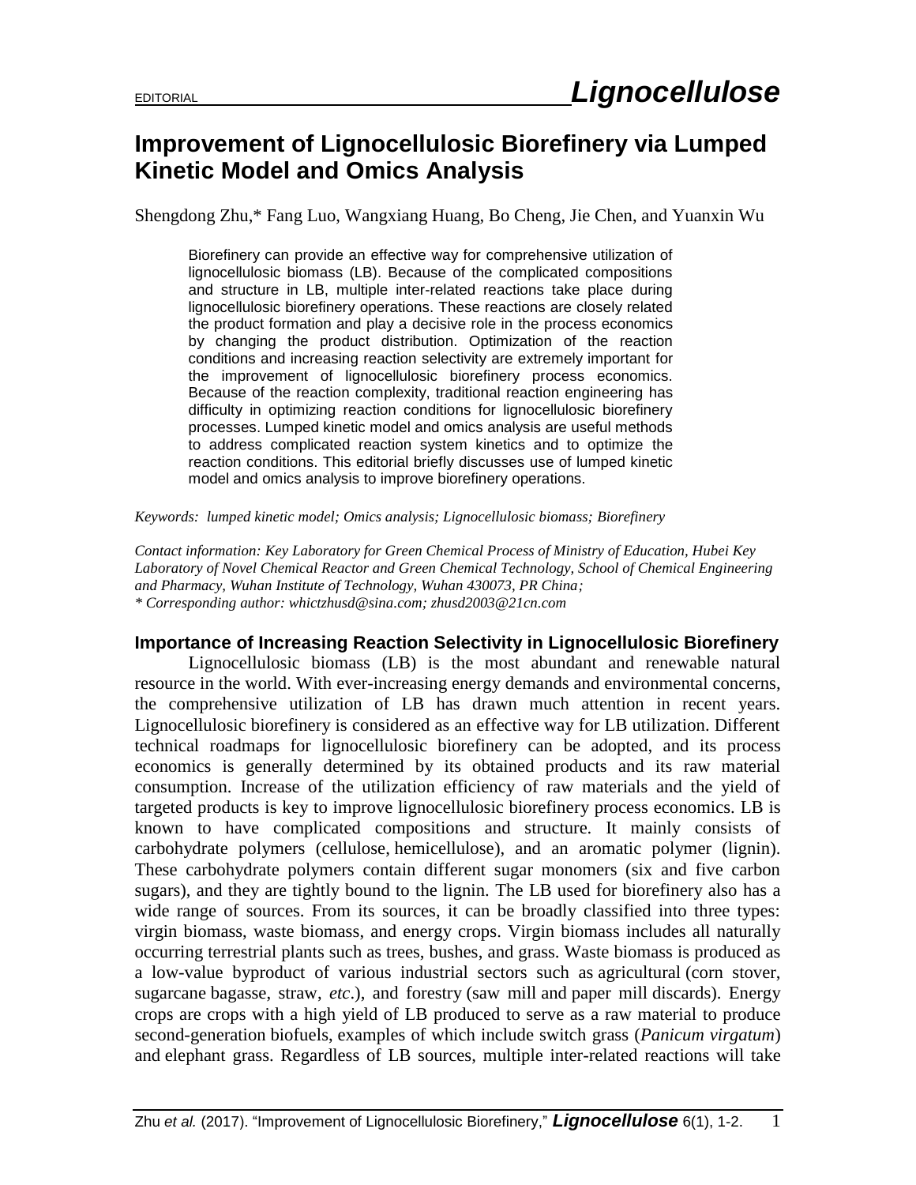EDITORIAL

# Improvement of Lignocellulosic Biorefinery via Lumped Kinetic Model and Omics Analysis

Shengdong Zhu,* Fang Luo, Wangxiang Huang, Bo Cheng, Jie Chen, and Yuanxin Wu

Biorefinery can provide an effective way for comprehensive utilization of lignocellulosic biomass (LB). Because of the complicated compositions and structure in LB, multiple inter-related reactions take place during lignocellulosic biorefinery operations. These reactions are closely related the product formation and play a decisive role in the process economics by changing the product distribution. Optimization of the reaction conditions and increasing reaction selectivity are extremely important for the improvement of lignocellulosic biorefinery process economics. Because of the reaction complexity, traditional reaction engineering has difficulty in optimizing reaction conditions for lignocellulosic biorefinery processes. Lumped kinetic model and omics analysis are useful methods to address complicated reaction system kinetics and to optimize the reaction conditions. This editorial briefly discusses use of lumped kinetic model and omics analysis to improve biorefinery operations.

*Keywords: lumped kinetic model; Omics analysis; Lignocellulosic biomass; Biorefinery*

*Contact information: Key Laboratory for Green Chemical Process of Ministry of Education, Hubei Key Laboratory of Novel Chemical Reactor and Green Chemical Technology, School of Chemical Engineering and Pharmacy, Wuhan Institute of Technology, Wuhan 430073, PR China;*
*\* Corresponding author: whictzhusd@sina.com; zhusd2003@21cn.com*

## Importance of Increasing Reaction Selectivity in Lignocellulosic Biorefinery

Lignocellulosic biomass (LB) is the most abundant and renewable natural resource in the world. With ever-increasing energy demands and environmental concerns, the comprehensive utilization of LB has drawn much attention in recent years. Lignocellulosic biorefinery is considered as an effective way for LB utilization. Different technical roadmaps for lignocellulosic biorefinery can be adopted, and its process economics is generally determined by its obtained products and its raw material consumption. Increase of the utilization efficiency of raw materials and the yield of targeted products is key to improve lignocellulosic biorefinery process economics. LB is known to have complicated compositions and structure. It mainly consists of carbohydrate polymers (cellulose, hemicellulose), and an aromatic polymer (lignin). These carbohydrate polymers contain different sugar monomers (six and five carbon sugars), and they are tightly bound to the lignin. The LB used for biorefinery also has a wide range of sources. From its sources, it can be broadly classified into three types: virgin biomass, waste biomass, and energy crops. Virgin biomass includes all naturally occurring terrestrial plants such as trees, bushes, and grass. Waste biomass is produced as a low-value byproduct of various industrial sectors such as agricultural (corn stover, sugarcane bagasse, straw, *etc*.), and forestry (saw mill and paper mill discards). Energy crops are crops with a high yield of LB produced to serve as a raw material to produce second-generation biofuels, examples of which include switch grass (*Panicum virgatum*) and elephant grass. Regardless of LB sources, multiple inter-related reactions will take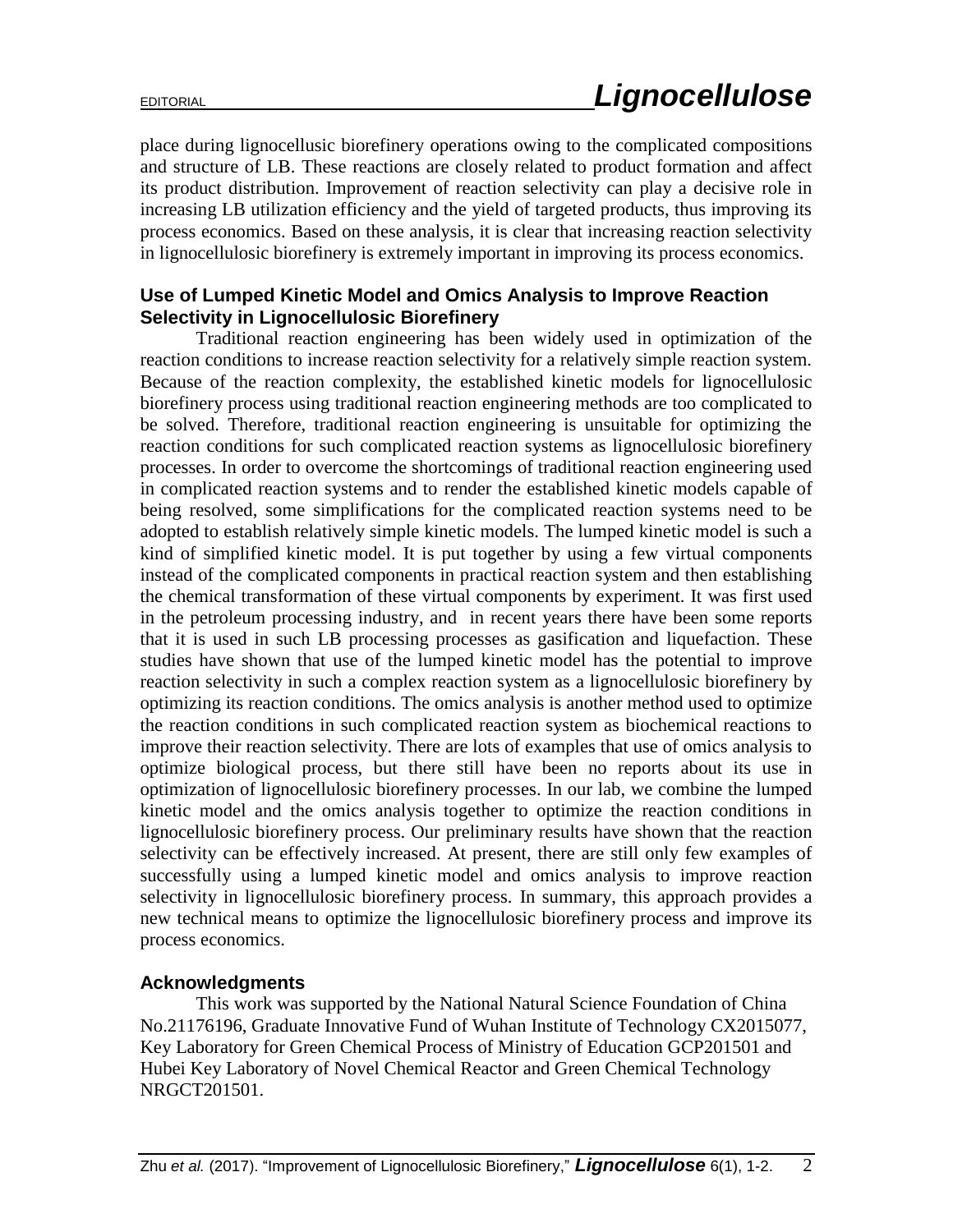place during lignocellusic biorefinery operations owing to the complicated compositions and structure of LB. These reactions are closely related to product formation and affect its product distribution. Improvement of reaction selectivity can play a decisive role in increasing LB utilization efficiency and the yield of targeted products, thus improving its process economics. Based on these analysis, it is clear that increasing reaction selectivity in lignocellulosic biorefinery is extremely important in improving its process economics.

## Use of Lumped Kinetic Model and Omics Analysis to Improve Reaction Selectivity in Lignocellulosic Biorefinery

Traditional reaction engineering has been widely used in optimization of the reaction conditions to increase reaction selectivity for a relatively simple reaction system. Because of the reaction complexity, the established kinetic models for lignocellulosic biorefinery process using traditional reaction engineering methods are too complicated to be solved. Therefore, traditional reaction engineering is unsuitable for optimizing the reaction conditions for such complicated reaction systems as lignocellulosic biorefinery processes. In order to overcome the shortcomings of traditional reaction engineering used in complicated reaction systems and to render the established kinetic models capable of being resolved, some simplifications for the complicated reaction systems need to be adopted to establish relatively simple kinetic models. The lumped kinetic model is such a kind of simplified kinetic model. It is put together by using a few virtual components instead of the complicated components in practical reaction system and then establishing the chemical transformation of these virtual components by experiment. It was first used in the petroleum processing industry, and in recent years there have been some reports that it is used in such LB processing processes as gasification and liquefaction. These studies have shown that use of the lumped kinetic model has the potential to improve reaction selectivity in such a complex reaction system as a lignocellulosic biorefinery by optimizing its reaction conditions. The omics analysis is another method used to optimize the reaction conditions in such complicated reaction system as biochemical reactions to improve their reaction selectivity. There are lots of examples that use of omics analysis to optimize biological process, but there still have been no reports about its use in optimization of lignocellulosic biorefinery processes. In our lab, we combine the lumped kinetic model and the omics analysis together to optimize the reaction conditions in lignocellulosic biorefinery process. Our preliminary results have shown that the reaction selectivity can be effectively increased. At present, there are still only few examples of successfully using a lumped kinetic model and omics analysis to improve reaction selectivity in lignocellulosic biorefinery process. In summary, this approach provides a new technical means to optimize the lignocellulosic biorefinery process and improve its process economics.

## Acknowledgments

This work was supported by the National Natural Science Foundation of China No.21176196, Graduate Innovative Fund of Wuhan Institute of Technology CX2015077, Key Laboratory for Green Chemical Process of Ministry of Education GCP201501 and Hubei Key Laboratory of Novel Chemical Reactor and Green Chemical Technology NRGCT201501.